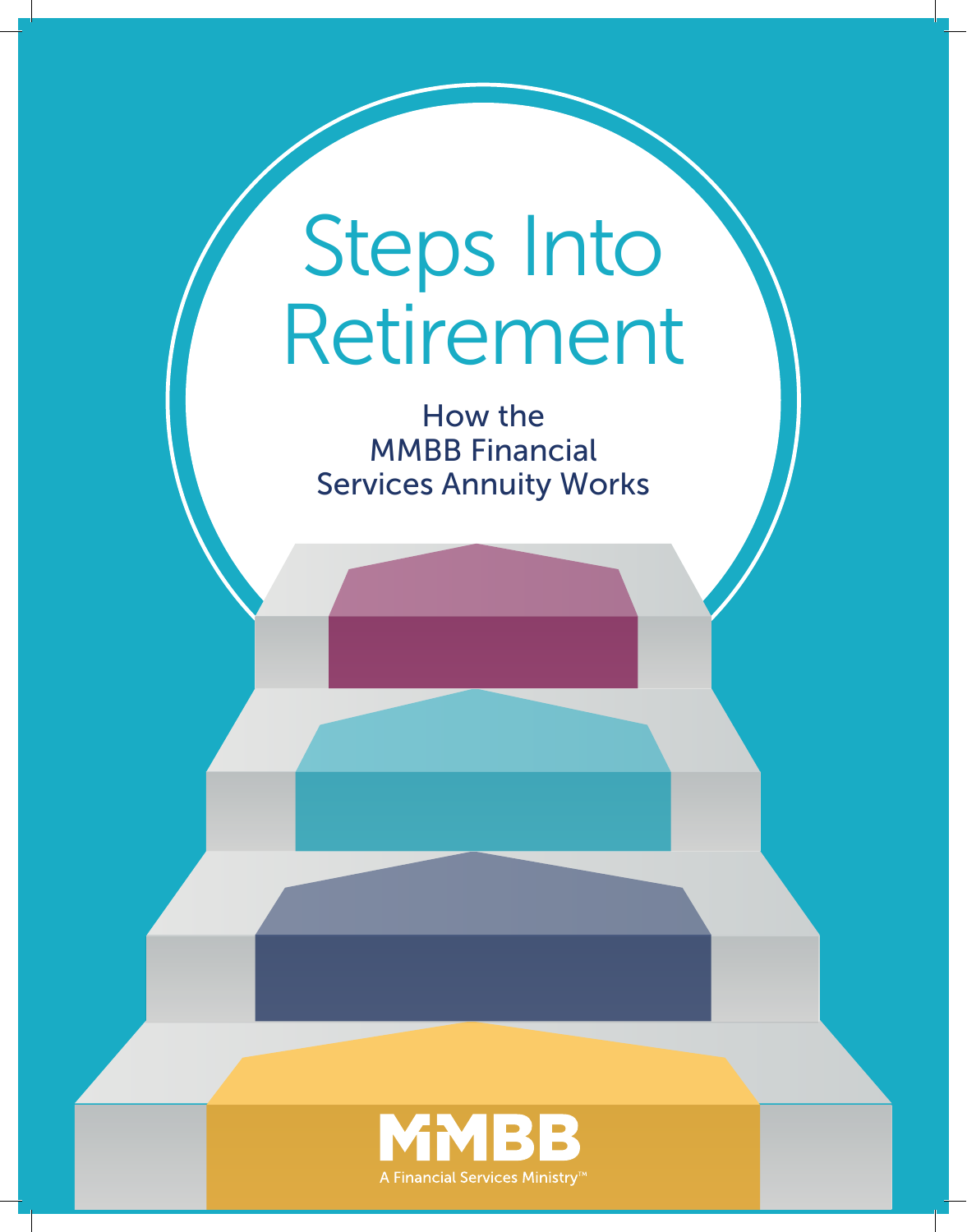# Steps Into Retirement

## How the MMBB Financial Services Annuity Works

MMBB

A Financial Services Ministry™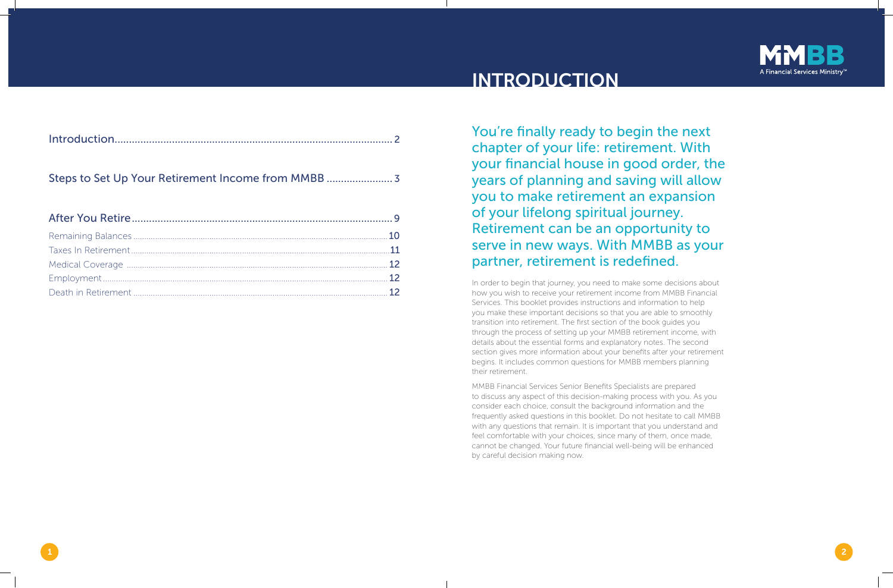| | |
|---|---|
| Introduction | 2 |
| Steps to Set Up Your Retirement Income from MMBB | 3 |
| After You Retire | 9 |
| Remaining Balances | 10 |
| Taxes In Retirement | 11 |
| Medical Coverage | 12 |
| Employment | 12 |
| Death in Retirement | 12 |

MMBB

A Financial Services Ministry™

# INTRODUCTION

## You're finally ready to begin the next chapter of your life: retirement. With your financial house in good order, the years of planning and saving will allow you to make retirement an expansion of your lifelong spiritual journey. Retirement can be an opportunity to serve in new ways. With MMBB as your partner, retirement is redefined.

In order to begin that journey, you need to make some decisions about how you wish to receive your retirement income from MMBB Financial Services. This booklet provides instructions and information to help you make these important decisions so that you are able to smoothly transition into retirement. The first section of the book guides you through the process of setting up your MMBB retirement income, with details about the essential forms and explanatory notes. The second section gives more information about your benefits after your retirement begins. It includes common questions for MMBB members planning their retirement.

MMBB Financial Services Senior Benefits Specialists are prepared to discuss any aspect of this decision-making process with you. As you consider each choice, consult the background information and the frequently asked questions in this booklet. Do not hesitate to call MMBB with any questions that remain. It is important that you understand and feel comfortable with your choices, since many of them, once made, cannot be changed. Your future financial well-being will be enhanced by careful decision making now.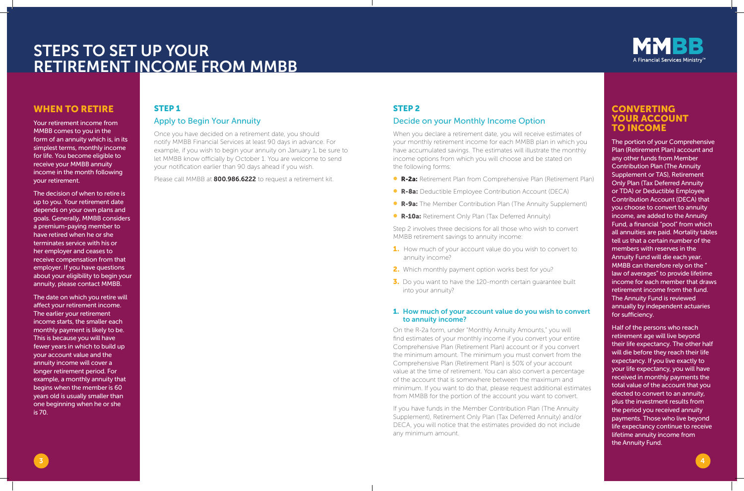# STEPS TO SET UP YOUR RETIREMENT INCOME FROM MMBB

MMBB
A Financial Services Ministry™

## WHEN TO RETIRE

Your retirement income from MMBB comes to you in the form of an annuity which is, in its simplest terms, monthly income for life. You become eligible to receive your MMBB annuity income in the month following your retirement.

The decision of when to retire is up to you. Your retirement date depends on your own plans and goals. Generally, MMBB considers a premium-paying member to have retired when he or she terminates service with his or her employer and ceases to receive compensation from that employer. If you have questions about your eligibility to begin your annuity, please contact MMBB.

The date on which you retire will affect your retirement income. The earlier your retirement income starts, the smaller each monthly payment is likely to be. This is because you will have fewer years in which to build up your account value and the annuity income will cover a longer retirement period. For example, a monthly annuity that begins when the member is 60 years old is usually smaller than one beginning when he or she is 70.

## STEP 1

### Apply to Begin Your Annuity

Once you have decided on a retirement date, you should notify MMBB Financial Services at least 90 days in advance. For example, if you wish to begin your annuity on January 1, be sure to let MMBB know officially by October 1. You are welcome to send your notification earlier than 90 days ahead if you wish.

Please call MMBB at **800.986.6222** to request a retirement kit.

## STEP 2

### Decide on your Monthly Income Option

When you declare a retirement date, you will receive estimates of your monthly retirement income for each MMBB plan in which you have accumulated savings. The estimates will illustrate the monthly income options from which you will choose and be stated on the following forms:

- **R-2a:** Retirement Plan from Comprehensive Plan (Retirement Plan)
- **R-8a:** Deductible Employee Contribution Account (DECA)
- **R-9a:** The Member Contribution Plan (The Annuity Supplement)
- **R-10a:** Retirement Only Plan (Tax Deferred Annuity)

Step 2 involves three decisions for all those who wish to convert MMBB retirement savings to annuity income:

1. How much of your account value do you wish to convert to annuity income?
2. Which monthly payment option works best for you?
3. Do you want to have the 120-month certain guarantee built into your annuity?

#### 1. How much of your account value do you wish to convert to annuity income?

On the R-2a form, under "Monthly Annuity Amounts," you will find estimates of your monthly income if you convert your entire Comprehensive Plan (Retirement Plan) account or if you convert the minimum amount. The minimum you must convert from the Comprehensive Plan (Retirement Plan) is 50% of your account value at the time of retirement. You can also convert a percentage of the account that is somewhere between the maximum and minimum. If you want to do that, please request additional estimates from MMBB for the portion of the account you want to convert.

If you have funds in the Member Contribution Plan (The Annuity Supplement), Retirement Only Plan (Tax Deferred Annuity) and/or DECA, you will notice that the estimates provided do not include any minimum amount.

## CONVERTING YOUR ACCOUNT TO INCOME

The portion of your Comprehensive Plan (Retirement Plan) account and any other funds from Member Contribution Plan (The Annuity Supplement or TAS), Retirement Only Plan (Tax Deferred Annuity or TDA) or Deductible Employee Contribution Account (DECA) that you choose to convert to annuity income, are added to the Annuity Fund, a financial "pool" from which all annuities are paid. Mortality tables tell us that a certain number of the members with reserves in the Annuity Fund will die each year. MMBB can therefore rely on the " law of averages" to provide lifetime income for each member that draws retirement income from the fund. The Annuity Fund is reviewed annually by independent actuaries for sufficiency.

Half of the persons who reach retirement age will live beyond their life expectancy. The other half will die before they reach their life expectancy. If you live exactly to your life expectancy, you will have received in monthly payments the total value of the account that you elected to convert to an annuity, plus the investment results from the period you received annuity payments. Those who live beyond life expectancy continue to receive lifetime annuity income from the Annuity Fund.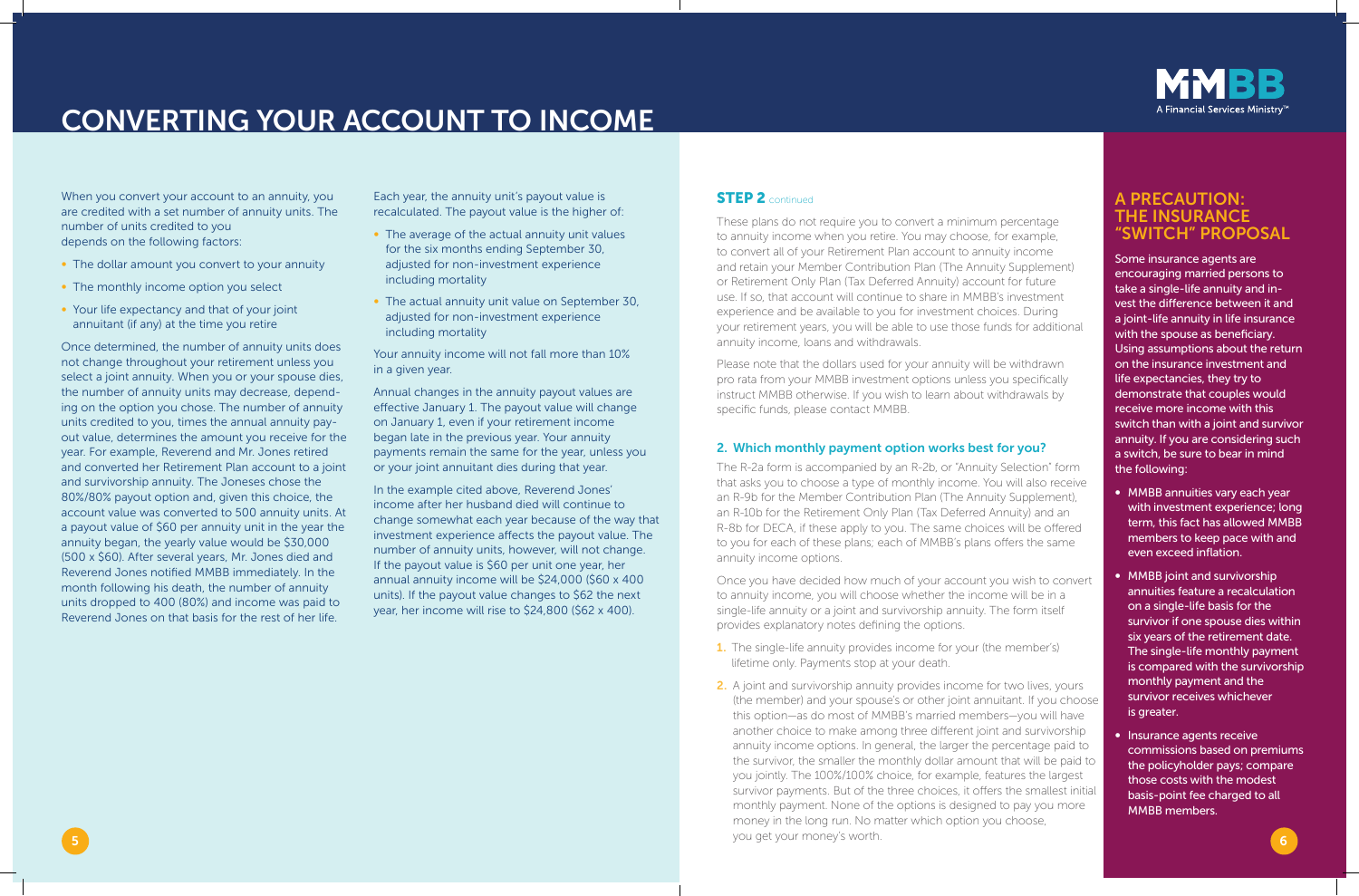# CONVERTING YOUR ACCOUNT TO INCOME

When you convert your account to an annuity, you are credited with a set number of annuity units. The number of units credited to you depends on the following factors:

- The dollar amount you convert to your annuity
- The monthly income option you select
- Your life expectancy and that of your joint annuitant (if any) at the time you retire

Once determined, the number of annuity units does not change throughout your retirement unless you select a joint annuity. When you or your spouse dies, the number of annuity units may decrease, depending on the option you select. The number of annuity units credited to you, times the annual annuity payout value, determines the amount you receive for the year. For example, Reverend and Mr. Jones retired and converted her Retirement Plan account to a joint and survivorship annuity. The Joneses chose the 80%/80% payout option and, given this choice, the account value was converted to 500 annuity units. At a payout value of $60 per annuity unit in the year the annuity began, the yearly value would be $30,000 (500 x $60). After several years, Mr. Jones died and Reverend Jones notified MMBB immediately. In the month following his death, the number of annuity units dropped to 400 (80%) and income was paid to Reverend Jones on that basis for the rest of her life.

Each year, the annuity unit's payout value is recalculated. The payout value is the higher of:

- The average of the actual annuity unit values for the six months ending September 30, adjusted for non-investment experience including mortality
- The actual annuity unit value on September 30, adjusted for non-investment experience including mortality

Your annuity income will not fall more than 10% in a given year.

Annual changes in the annuity payout values are effective January 1. The payout value will change on January 1, even if your retirement income began late in the previous year. Your annuity payments remain the same for the year, unless you or your joint annuitant dies during that year.

In the example cited above, Reverend Jones' income after her husband died will continue to change somewhat each year because of the way that investment experience affects the payout value. The number of annuity units, however, will not change. If the payout value is $60 per unit one year, her annual annuity income will be $24,000 ($60 x 400 units). If the payout value changes to $62 the next year, her income will rise to $24,800 ($62 x 400).

## STEP 2 continued

These plans do not require you to convert a minimum percentage to annuity income when you retire. You may choose, for example, to convert all of your Retirement Plan account to annuity income and retain your Member Contribution Plan (The Annuity Supplement) or Retirement Only Plan (Tax Deferred Annuity) account for future use. If so, that account will continue to share in MMBB's investment experience and be available to you for investment choices. During your retirement years, you will be able to use those funds for additional annuity income, loans and withdrawals.

Please note that the dollars used for your annuity will be withdrawn pro rata from your MMBB investment options unless you specifically instruct MMBB otherwise. If you wish to learn about withdrawals by specific funds, please contact MMBB.

### 2. Which monthly payment option works best for you?

The R-2a form is accompanied by an R-2b, or "Annuity Selection" form that asks you to choose a type of monthly income. You will also receive an R-9b for the Member Contribution Plan (The Annuity Supplement), an R-10b for the Retirement Only Plan (Tax Deferred Annuity) and an R-8b for DECA, if these apply to you. The same choices will be offered to you for each of these plans; each of MMBB's plans offers the same annuity income options.

Once you have decided how much of your account you wish to convert to annuity income, you will choose whether the income will be in a single-life annuity or a joint and survivorship annuity. The form itself provides explanatory notes defining the options.

1. The single-life annuity provides income for your (the member's) lifetime only. Payments stop at your death.
2. A joint and survivorship annuity provides income for two lives, yours (the member) and your spouse's or other joint annuitant. If you choose this option—as do most of MMBB's married members—you will have another choice to make among three different joint and survivorship annuity income options. In general, the larger the percentage paid to the survivor, the smaller the monthly dollar amount that will be paid to you jointly. The 100%/100% choice, for example, features the largest survivor payments. But of the three choices, it offers the smallest initial monthly payment. None of the options is designed to pay you more money in the long run. No matter which option you choose, you get your money's worth.

## A PRECAUTION: THE INSURANCE "SWITCH" PROPOSAL

Some insurance agents are encouraging married persons to take a single-life annuity and invest the difference between it and a joint-life annuity in life insurance with the spouse as beneficiary. Using assumptions about the return on the insurance investment and life expectancies, they try to demonstrate that couples would receive more income with this switch than with a joint and survivor annuity. If you are considering such a switch, be sure to bear in mind the following:

- MMBB annuities vary each year with investment experience; long term, this fact has allowed MMBB members to keep pace with and even exceed inflation.
- MMBB joint and survivorship annuities feature a recalculation on a single-life basis for the survivor if one spouse dies within six years of the retirement date. The single-life monthly payment is compared with the survivorship monthly payment and the survivor receives whichever is greater.
- Insurance agents receive commissions based on premiums the policyholder pays; compare those costs with the modest basis-point fee charged to all MMBB members.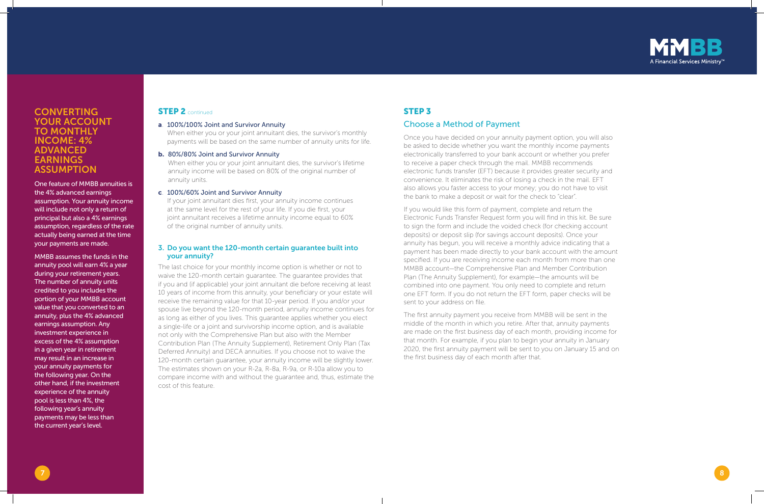## CONVERTING YOUR ACCOUNT TO MONTHLY INCOME: 4% ADVANCED EARNINGS ASSUMPTION

One feature of MMBB annuities is the 4% advanced earnings assumption. Your annuity income will include not only a return of principal but also a 4% earnings assumption, regardless of the rate actually being earned at the time your payments are made.

MMBB assumes the funds in the annuity pool will earn 4% a year during your retirement years. The number of annuity units credited to you includes the portion of your MMBB account value that you converted to an annuity, plus the 4% advanced earnings assumption. Any investment experience in excess of the 4% assumption in a given year in retirement may result in an increase in your annuity payments for the following year. On the other hand, if the investment experience of the annuity pool is less than 4%, the following year's annuity payments may be less than the current year's level.

## STEP 2 continued

**a**. 100%/100% Joint and Survivor Annuity
When either you or your joint annuitant dies, the survivor's monthly payments will be based on the same number of annuity units for life.

**b.** 80%/80% Joint and Survivor Annuity
When either you or your joint annuitant dies, the survivor's lifetime annuity income will be based on 80% of the original number of annuity units.

**c**. 100%/60% Joint and Survivor Annuity
If your joint annuitant dies first, your annuity income continues at the same level for the rest of your life. If you die first, your joint annuitant receives a lifetime annuity income equal to 60% of the original number of annuity units.

### 3. Do you want the 120-month certain guarantee built into your annuity?

The last choice for your monthly income option is whether or not to waive the 120-month certain guarantee. The guarantee provides that if you and (if applicable) your joint annuitant die before receiving at least 10 years of income from this annuity, your beneficiary or your estate will receive the remaining value for that 10-year period. If you and/or your spouse live beyond the 120-month period, annuity income continues for as long as either of you lives. This guarantee applies whether you elect a single-life or a joint and survivorship income option, and is available not only with the Comprehensive Plan but also with the Member Contribution Plan (The Annuity Supplement), Retirement Only Plan (Tax Deferred Annuity) and DECA annuities. If you choose not to waive the 120-month certain guarantee, your annuity income will be slightly lower. The estimates shown on your R-2a, R-8a, R-9a, or R-10a allow you to compare income with and without the guarantee and, thus, estimate the cost of this feature.

## STEP 3

### Choose a Method of Payment

Once you have decided on your annuity payment option, you will also be asked to decide whether you want the monthly income payments electronically transferred to your bank account or whether you prefer to receive a paper check through the mail. MMBB recommends electronic funds transfer (EFT) because it provides greater security and convenience. It eliminates the risk of losing a check in the mail. EFT also allows you faster access to your money; you do not have to visit the bank to make a deposit or wait for the check to "clear".

If you would like this form of payment, complete and return the Electronic Funds Transfer Request form you will find in this kit. Be sure to sign the form and include the voided check (for checking account deposits) or deposit slip (for savings account deposits). Once your annuity has begun, you will receive a monthly advice indicating that a payment has been made directly to your bank account with the amount specified. If you are receiving income each month from more than one MMBB account—the Comprehensive Plan and Member Contribution Plan (The Annuity Supplement), for example—the amounts will be combined into one payment. You only need to complete and return one EFT form. If you do not return the EFT form, paper checks will be sent to your address on file.

The first annuity payment you receive from MMBB will be sent in the middle of the month in which you retire. After that, annuity payments are made on the first business day of each month, providing income for that month. For example, if you plan to begin your annuity in January 2020, the first annuity payment will be sent to you on January 15 and on the first business day of each month after that.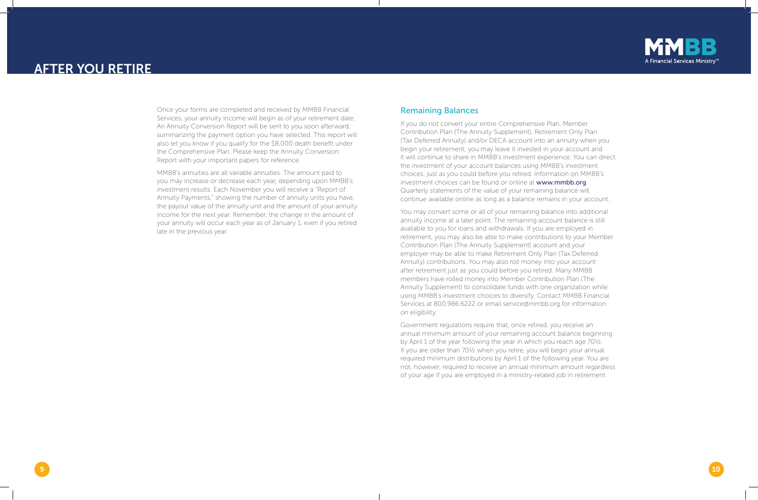# AFTER YOU RETIRE

Once your forms are completed and received by MMBB Financial Services, your annuity income will begin as of your retirement date. An Annuity Conversion Report will be sent to you soon afterward, summarizing the payment option you have selected. This report will also let you know if you qualify for the $8,000 death benefit under the Comprehensive Plan. Please keep the Annuity Conversion Report with your important papers for reference.

MMBB's annuities are all variable annuities. The amount paid to you may increase or decrease each year, depending upon MMBB's investment results. Each November you will receive a "Report of Annuity Payments," showing the number of annuity units you have, the payout value of the annuity unit and the amount of your annuity income for the next year. Remember, the change in the amount of your annuity will occur each year as of January 1, even if you retired late in the previous year.

## Remaining Balances

If you do not convert your entire Comprehensive Plan, Member Contribution Plan (The Annuity Supplement), Retirement Only Plan (Tax Deferred Annuity) and/or DECA account into an annuity when you begin your retirement, you may leave it invested in your account and it will continue to share in MMBB's investment experience. You can direct the investment of your account balances using MMBB's investment choices, just as you could before you retired. Information on MMBB's investment choices can be found or online at **www.mmbb.org**. Quarterly statements of the value of your remaining balance will continue available online as long as a balance remains in your account.

You may convert some or all of your remaining balance into additional annuity income at a later point. The remaining account balance is still available to you for loans and withdrawals. If you are employed in retirement, you may also be able to make contributions to your Member Contribution Plan (The Annuity Supplement) account and your employer may be able to make Retirement Only Plan (Tax Deferred Annuity) contributions. You may also roll money into your account after retirement just as you could before you retired. Many MMBB members have rolled money into Member Contribution Plan (The Annuity Supplement) to consolidate funds with one organization while using MMBB's investment choices to diversify. Contact MMBB Financial Services at 800.986.6222 or email service@mmbb.org for information on eligibility.

Government regulations require that, once retired, you receive an annual minimum amount of your remaining account balance beginning by April 1 of the year following the year in which you reach age 70½. If you are older than 70½ when you retire, you will begin your annual required minimum distributions by April 1 of the following year. You are not, however, required to receive an annual minimum amount regardless of your age if you are employed in a ministry-related job in retirement.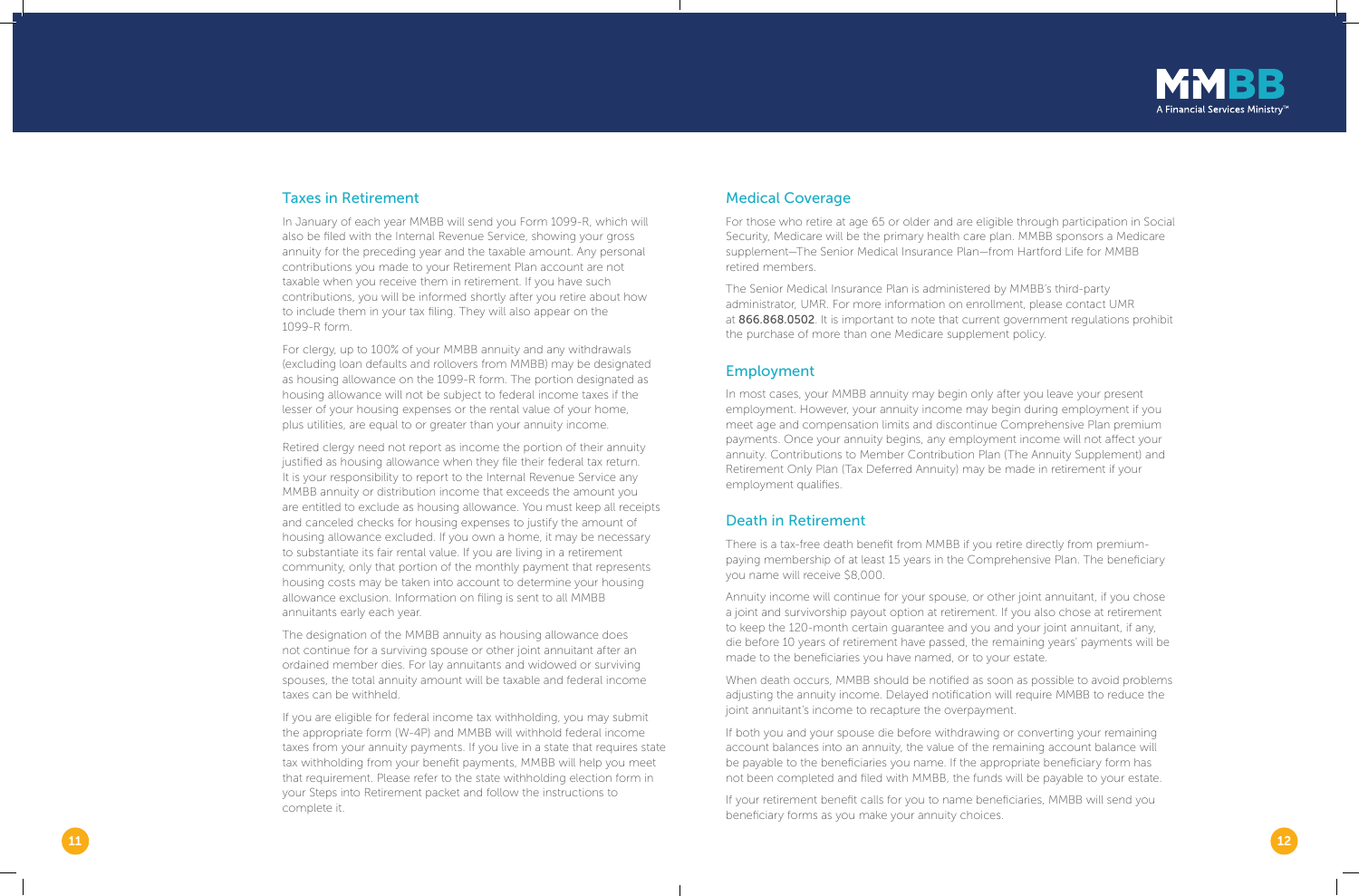## Taxes in Retirement

In January of each year MMBB will send you Form 1099-R, which will also be filed with the Internal Revenue Service, showing your gross annuity for the preceding year and the taxable amount. Any personal contributions you made to your Retirement Plan account are not taxable when you receive them in retirement. If you have such contributions, you will be informed shortly after you retire about how to include them in your tax filing. They will also appear on the 1099-R form.

For clergy, up to 100% of your MMBB annuity and any withdrawals (excluding loan defaults and rollovers from MMBB) may be designated as housing allowance on the 1099-R form. The portion designated as housing allowance will not be subject to federal income taxes if the lesser of your housing expenses or the rental value of your home, plus utilities, are equal to or greater than your annuity income.

Retired clergy need not report as income the portion of their annuity justified as housing allowance when they file their federal tax return. It is your responsibility to report to the Internal Revenue Service any MMBB annuity or distribution income that exceeds the amount you are entitled to exclude as housing allowance. You must keep all receipts and canceled checks for housing expenses to justify the amount of housing allowance excluded. If you own a home, it may be necessary to substantiate its fair rental value. If you are living in a retirement community, only that portion of the monthly payment that represents housing costs may be taken into account to determine your housing allowance exclusion. Information on filing is sent to all MMBB annuitants early each year.

The designation of the MMBB annuity as housing allowance does not continue for a surviving spouse or other joint annuitant after an ordained member dies. For lay annuitants and widowed or surviving spouses, the total annuity amount will be taxable and federal income taxes can be withheld.

If you are eligible for federal income tax withholding, you may submit the appropriate form (W-4P) and MMBB will withhold federal income taxes from your annuity payments. If you live in a state that requires state tax withholding from your benefit payments, MMBB will help you meet that requirement. Please refer to the state withholding election form in your Steps into Retirement packet and follow the instructions to complete it.

## Medical Coverage

For those who retire at age 65 or older and are eligible through participation in Social Security, Medicare will be the primary health care plan. MMBB sponsors a Medicare supplement—The Senior Medical Insurance Plan—from Hartford Life for MMBB retired members.

The Senior Medical Insurance Plan is administered by MMBB's third-party administrator, UMR. For more information on enrollment, please contact UMR at **866.868.0502**. It is important to note that current government regulations prohibit the purchase of more than one Medicare supplement policy.

## Employment

In most cases, your MMBB annuity may begin only after you leave your present employment. However, your annuity income may begin during employment if you meet age and compensation limits and discontinue Comprehensive Plan premium payments. Once your annuity begins, any employment income will not affect your annuity. Contributions to Member Contribution Plan (The Annuity Supplement) and Retirement Only Plan (Tax Deferred Annuity) may be made in retirement if your employment qualifies.

## Death in Retirement

There is a tax-free death benefit from MMBB if you retire directly from premium-paying membership of at least 15 years in the Comprehensive Plan. The beneficiary you name will receive $8,000.

Annuity income will continue for your spouse, or other joint annuitant, if you chose a joint and survivorship payout option at retirement. If you also chose at retirement to keep the 120-month certain guarantee and you and your joint annuitant, if any, die before 10 years of retirement have passed, the remaining years' payments will be made to the beneficiaries you have named, or to your estate.

When death occurs, MMBB should be notified as soon as possible to avoid problems adjusting the annuity income. Delayed notification will require MMBB to reduce the joint annuitant's income to recapture the overpayment.

If both you and your spouse die before withdrawing or converting your remaining account balances into an annuity, the value of the remaining account balance will be payable to the beneficiaries you name. If the appropriate beneficiary form has not been completed and filed with MMBB, the funds will be payable to your estate.

If your retirement benefit calls for you to name beneficiaries, MMBB will send you beneficiary forms as you make your annuity choices.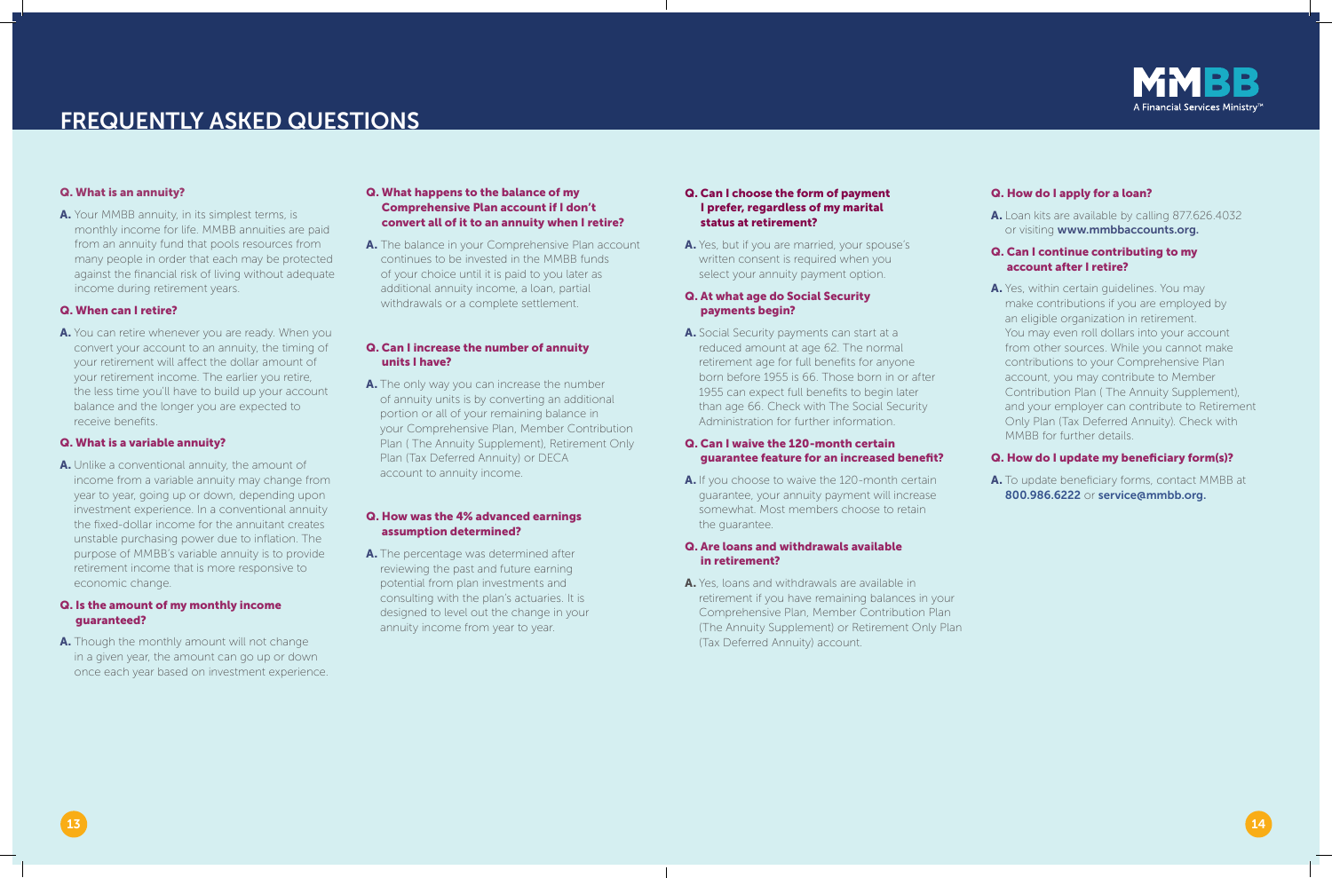# FREQUENTLY ASKED QUESTIONS

**Q. What is an annuity?**

**A.** Your MMBB annuity, in its simplest terms, is monthly income for life. MMBB annuities are paid from an annuity fund that pools resources from many people in order that each may be protected against the financial risk of living without adequate income during retirement years.

**Q. When can I retire?**

**A.** You can retire whenever you are ready. When you convert your account to an annuity, the timing of your retirement will affect the dollar amount of your retirement income. The earlier you retire, the less time you'll have to build up your account balance and the longer you are expected to receive benefits.

**Q. What is a variable annuity?**

**A.** Unlike a conventional annuity, the amount of income from a variable annuity may change from year to year, going up or down, depending upon investment experience. In a conventional annuity the fixed-dollar income for the annuitant creates unstable purchasing power due to inflation. The purpose of MMBB's variable annuity is to provide retirement income that is more responsive to economic change.

**Q. Is the amount of my monthly income guaranteed?**

**A.** Though the monthly amount will not change in a given year, the amount can go up or down once each year based on investment experience.

**Q. What happens to the balance of my Comprehensive Plan account if I don't convert all of it to an annuity when I retire?**

**A.** The balance in your Comprehensive Plan account continues to be invested in the MMBB funds of your choice until it is paid to you later as additional annuity income, a loan, partial withdrawals or a complete settlement.

**Q. Can I increase the number of annuity units I have?**

**A.** The only way you can increase the number of annuity units is by converting an additional portion or all of your remaining balance in your Comprehensive Plan, Member Contribution Plan ( The Annuity Supplement), Retirement Only Plan (Tax Deferred Annuity) or DECA account to annuity income.

**Q. How was the 4% advanced earnings assumption determined?**

**A.** The percentage was determined after reviewing the past and future earning potential from plan investments and consulting with the plan's actuaries. It is designed to level out the change in your annuity income from year to year.

**Q. Can I choose the form of payment I prefer, regardless of my marital status at retirement?**

**A.** Yes, but if you are married, your spouse's written consent is required when you select your annuity payment option.

**Q. At what age do Social Security payments begin?**

**A.** Social Security payments can start at a reduced amount at age 62. The normal retirement age for full benefits for anyone born before 1955 is 66. Those born in or after 1955 can expect full benefits to begin later than age 66. Check with The Social Security Administration for further information.

**Q. Can I waive the 120-month certain guarantee feature for an increased benefit?**

**A.** If you choose to waive the 120-month certain guarantee, your annuity payment will increase somewhat. Most members choose to retain the guarantee.

**Q. Are loans and withdrawals available in retirement?**

**A.** Yes, loans and withdrawals are available in retirement if you have remaining balances in your Comprehensive Plan, Member Contribution Plan (The Annuity Supplement) or Retirement Only Plan (Tax Deferred Annuity) account.

**Q. How do I apply for a loan?**

**A.** Loan kits are available by calling 877.626.4032 or visiting **www.mmbbaccounts.org.**

**Q. Can I continue contributing to my account after I retire?**

**A.** Yes, within certain guidelines. You may make contributions if you are employed by an eligible organization in retirement. You may even roll dollars into your account from other sources. While you cannot make contributions to your Comprehensive Plan account, you may contribute to Member Contribution Plan ( The Annuity Supplement), and your employer can contribute to Retirement Only Plan (Tax Deferred Annuity). Check with MMBB for further details.

**Q. How do I update my beneficiary form(s)?**

**A.** To update beneficiary forms, contact MMBB at **800.986.6222** or **service@mmbb.org.**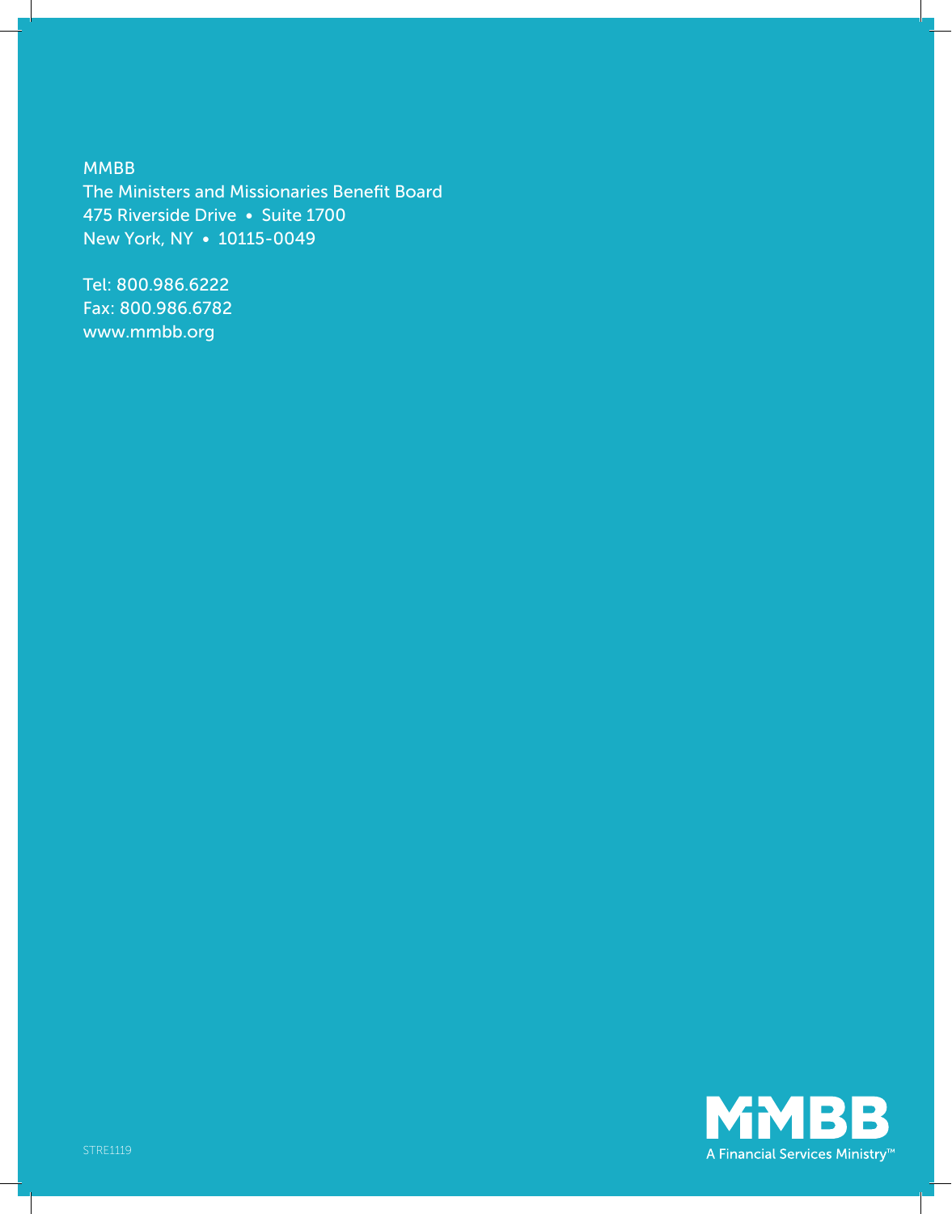MMBB
The Ministers and Missionaries Benefit Board
475 Riverside Drive • Suite 1700
New York, NY • 10115-0049

Tel: 800.986.6222
Fax: 800.986.6782
www.mmbb.org

STRE1119

MMBB
A Financial Services Ministry™